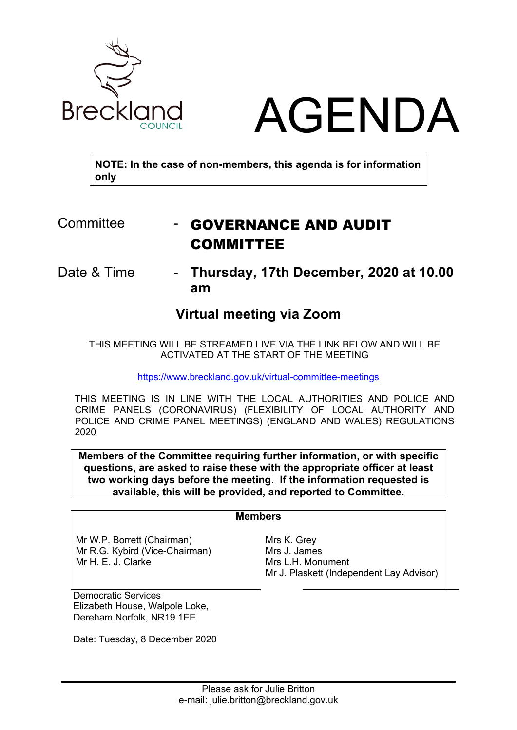Breckland COUNCIL

# AGENDA

**NOTE: In the case of non-members, this agenda is for information only**

Committee - **GOVERNANCE AND AUDIT COMMITTEE**

Date & Time - **Thursday, 17th December, 2020 at 10.00 am**

## Virtual meeting via Zoom

THIS MEETING WILL BE STREAMED LIVE VIA THE LINK BELOW AND WILL BE ACTIVATED AT THE START OF THE MEETING

https://www.breckland.gov.uk/virtual-committee-meetings

THIS MEETING IS IN LINE WITH THE LOCAL AUTHORITIES AND POLICE AND CRIME PANELS (CORONAVIRUS) (FLEXIBILITY OF LOCAL AUTHORITY AND POLICE AND CRIME PANEL MEETINGS) (ENGLAND AND WALES) REGULATIONS 2020

**Members of the Committee requiring further information, or with specific questions, are asked to raise these with the appropriate officer at least two working days before the meeting. If the information requested is available, this will be provided, and reported to Committee.**

**Members**

Mr W.P. Borrett (Chairman)
Mr R.G. Kybird (Vice-Chairman)
Mr H. E. J. Clarke
Mrs K. Grey
Mrs J. James
Mrs L.H. Monument
Mr J. Plaskett (Independent Lay Advisor)

Democratic Services
Elizabeth House, Walpole Loke,
Dereham Norfolk, NR19 1EE

Date: Tuesday, 8 December 2020

Please ask for Julie Britton
e-mail: julie.britton@breckland.gov.uk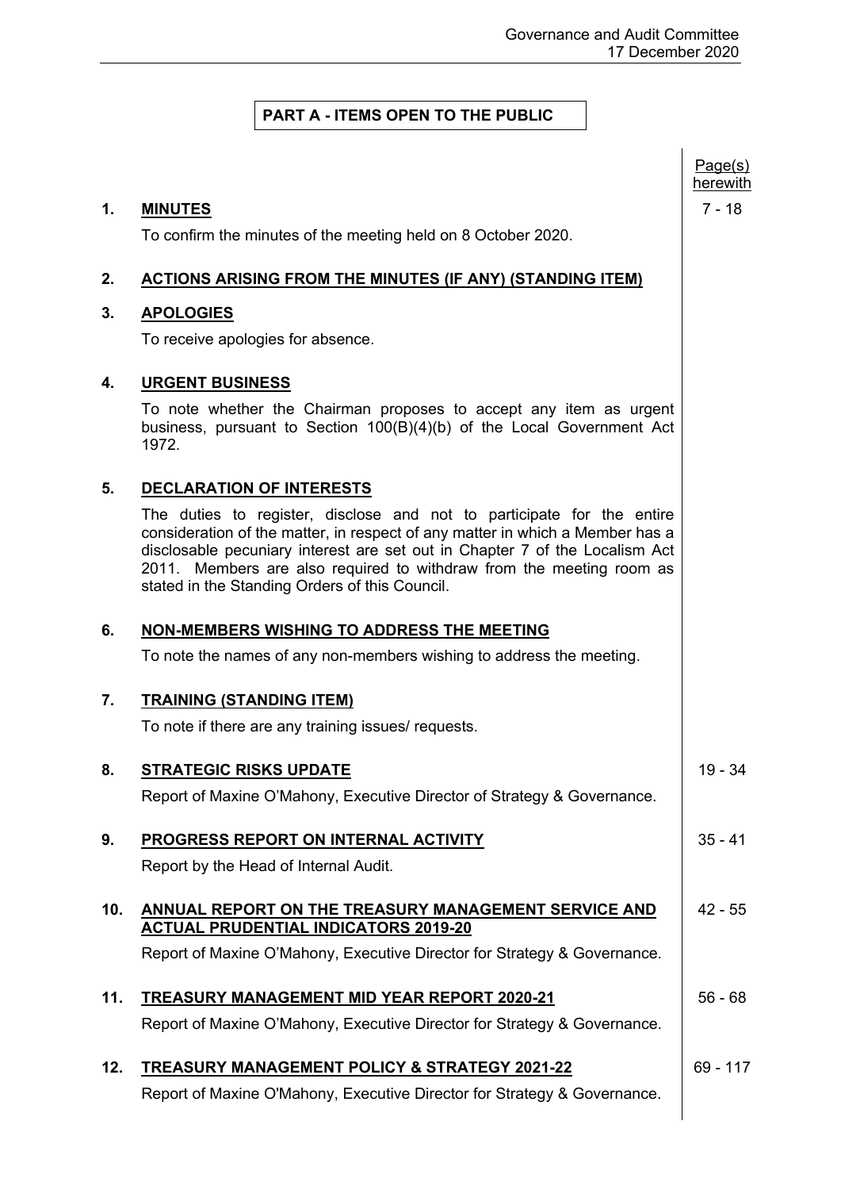**PART A - ITEMS OPEN TO THE PUBLIC**

| | | Page(s) herewith |
|---|---|---|
| **1.** | **MINUTES** <br> To confirm the minutes of the meeting held on 8 October 2020. | 7 - 18 |
| **2.** | **ACTIONS ARISING FROM THE MINUTES (IF ANY) (STANDING ITEM)** | |
| **3.** | **APOLOGIES** <br> To receive apologies for absence. | |
| **4.** | **URGENT BUSINESS** <br> To note whether the Chairman proposes to accept any item as urgent business, pursuant to Section 100(B)(4)(b) of the Local Government Act 1972. | |
| **5.** | **DECLARATION OF INTERESTS** <br> The duties to register, disclose and not to participate for the entire consideration of the matter, in respect of any matter in which a Member has a disclosable pecuniary interest are set out in Chapter 7 of the Localism Act 2011. Members are also required to withdraw from the meeting room as stated in the Standing Orders of this Council. | |
| **6.** | **NON-MEMBERS WISHING TO ADDRESS THE MEETING** <br> To note the names of any non-members wishing to address the meeting. | |
| **7.** | **TRAINING (STANDING ITEM)** <br> To note if there are any training issues/ requests. | |
| **8.** | **STRATEGIC RISKS UPDATE** <br> Report of Maxine O'Mahony, Executive Director of Strategy & Governance. | 19 - 34 |
| **9.** | **PROGRESS REPORT ON INTERNAL ACTIVITY** <br> Report by the Head of Internal Audit. | 35 - 41 |
| **10.** | **ANNUAL REPORT ON THE TREASURY MANAGEMENT SERVICE AND ACTUAL PRUDENTIAL INDICATORS 2019-20** <br> Report of Maxine O'Mahony, Executive Director for Strategy & Governance. | 42 - 55 |
| **11.** | **TREASURY MANAGEMENT MID YEAR REPORT 2020-21** <br> Report of Maxine O'Mahony, Executive Director for Strategy & Governance. | 56 - 68 |
| **12.** | **TREASURY MANAGEMENT POLICY & STRATEGY 2021-22** <br> Report of Maxine O'Mahony, Executive Director for Strategy & Governance. | 69 - 117 |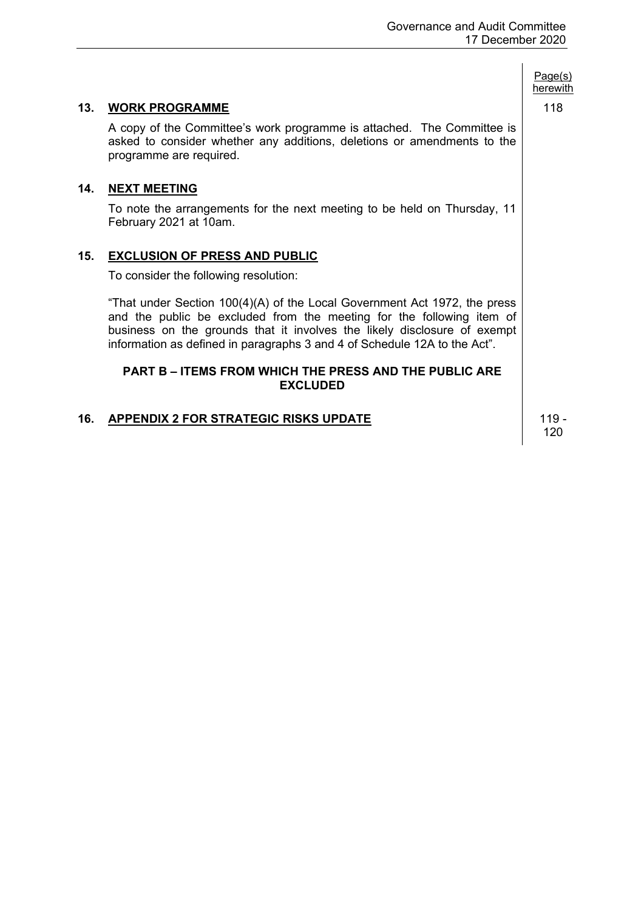Page(s) herewith

**13. WORK PROGRAMME** — 118

A copy of the Committee's work programme is attached. The Committee is asked to consider whether any additions, deletions or amendments to the programme are required.

**14. NEXT MEETING**

To note the arrangements for the next meeting to be held on Thursday, 11 February 2021 at 10am.

**15. EXCLUSION OF PRESS AND PUBLIC**

To consider the following resolution:

"That under Section 100(4)(A) of the Local Government Act 1972, the press and the public be excluded from the meeting for the following item of business on the grounds that it involves the likely disclosure of exempt information as defined in paragraphs 3 and 4 of Schedule 12A to the Act".

**PART B – ITEMS FROM WHICH THE PRESS AND THE PUBLIC ARE EXCLUDED**

**16. APPENDIX 2 FOR STRATEGIC RISKS UPDATE** — 119 - 120